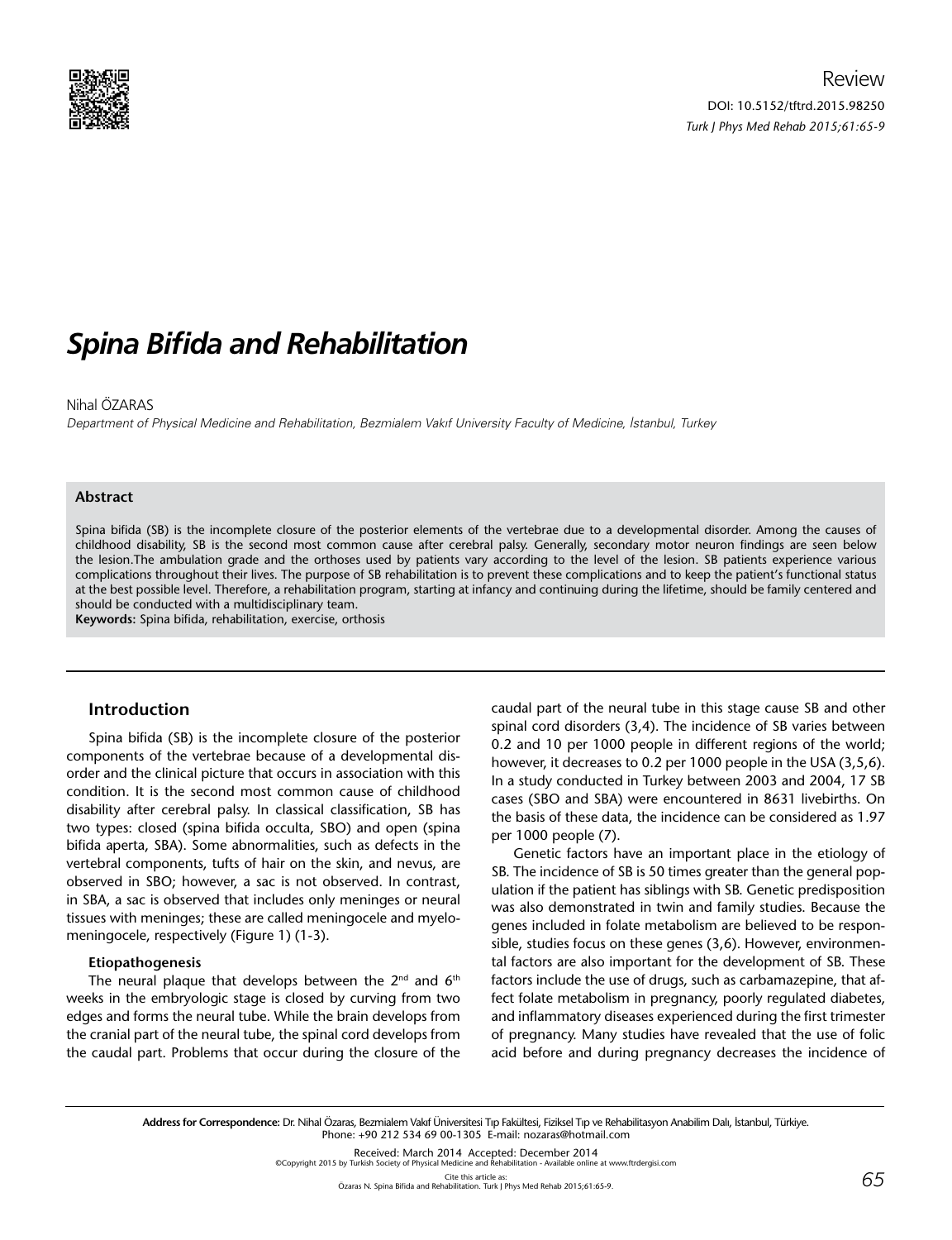Review

DOI: 10.5152/tftrd.2015.98250

# Spina Bifida and Rehabilitation

Nihal ÖZARAS

*Department of Physical Medicine and Rehabilitation, Bezmialem Vakıf University Faculty of Medicine, İstanbul, Turkey*

### Abstract

Spina bifida (SB) is the incomplete closure of the posterior elements of the vertebrae due to a developmental disorder. Among the causes of childhood disability, SB is the second most common cause after cerebral palsy. Generally, secondary motor neuron findings are seen below the lesion.The ambulation grade and the orthoses used by patients vary according to the level of the lesion. SB patients experience various complications throughout their lives. The purpose of SB rehabilitation is to prevent these complications and to keep the patient's functional status at the best possible level. Therefore, a rehabilitation program, starting at infancy and continuing during the lifetime, should be family centered and should be conducted with a multidisciplinary team.

**Keywords:** Spina bifida, rehabilitation, exercise, orthosis

## Introduction

Spina bifida (SB) is the incomplete closure of the posterior components of the vertebrae because of a developmental disorder and the clinical picture that occurs in association with this condition. It is the second most common cause of childhood disability after cerebral palsy. In classical classification, SB has two types: closed (spina bifida occulta, SBO) and open (spina bifida aperta, SBA). Some abnormalities, such as defects in the vertebral components, tufts of hair on the skin, and nevus, are observed in SBO; however, a sac is not observed. In contrast, in SBA, a sac is observed that includes only meninges or neural tissues with meninges; these are called meningocele and myelomeningocele, respectively (Figure 1) (1-3).

### Etiopathogenesis

The neural plaque that develops between the 2nd and 6th weeks in the embryologic stage is closed by curving from two edges and forms the neural tube. While the brain develops from the cranial part of the neural tube, the spinal cord develops from the caudal part. Problems that occur during the closure of the caudal part of the neural tube in this stage cause SB and other spinal cord disorders (3,4). The incidence of SB varies between 0.2 and 10 per 1000 people in different regions of the world; however, it decreases to 0.2 per 1000 people in the USA (3,5,6). In a study conducted in Turkey between 2003 and 2004, 17 SB cases (SBO and SBA) were encountered in 8631 livebirths. On the basis of these data, the incidence can be considered as 1.97 per 1000 people (7).

Genetic factors have an important place in the etiology of SB. The incidence of SB is 50 times greater than the general population if the patient has siblings with SB. Genetic predisposition was also demonstrated in twin and family studies. Because the genes included in folate metabolism are believed to be responsible, studies focus on these genes (3,6). However, environmental factors are also important for the development of SB. These factors include the use of drugs, such as carbamazepine, that affect folate metabolism in pregnancy, poorly regulated diabetes, and inflammatory diseases experienced during the first trimester of pregnancy. Many studies have revealed that the use of folic acid before and during pregnancy decreases the incidence of

**Address for Correspondence:** Dr. Nihal Özaras, Bezmialem Vakıf Üniversitesi Tıp Fakültesi, Fiziksel Tıp ve Rehabilitasyon Anabilim Dalı, İstanbul, Türkiye. Phone: +90 212 534 69 00-1305 E-mail: nozaras@hotmail.com

Received: March 2014 Accepted: December 2014

©Copyright 2015 by Turkish Society of Physical Medicine and Rehabilitation - Available online at www.ftrdergisi.com

Cite this article as: Özaras N. Spina Bifida and Rehabilitation. Turk J Phys Med Rehab 2015;61:65-9.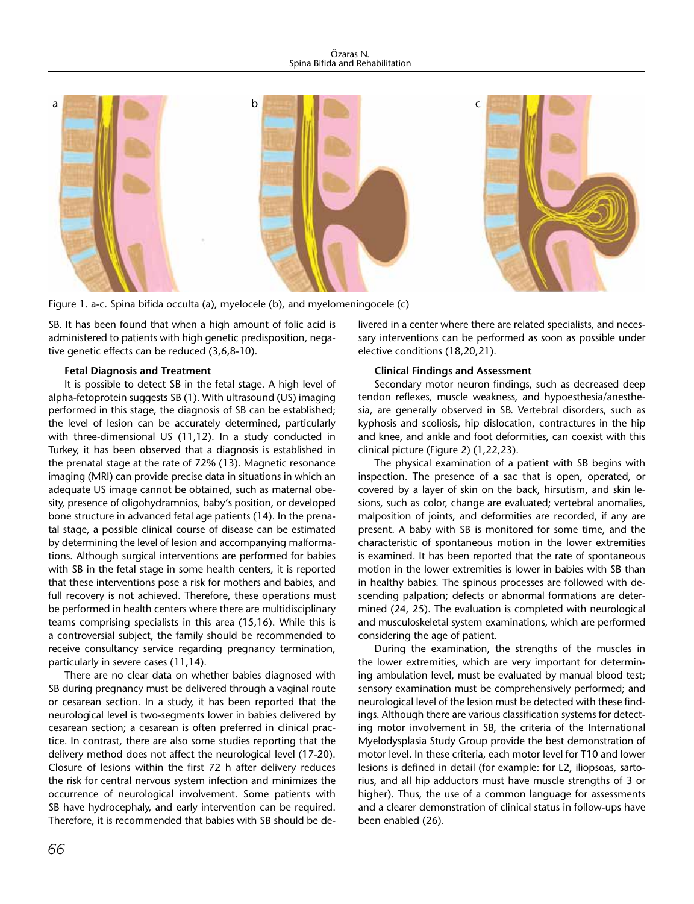Figure 1. a-c. Spina bifida occulta (a), myelocele (b), and myelomeningocele (c)

SB. It has been found that when a high amount of folic acid is administered to patients with high genetic predisposition, negative genetic effects can be reduced (3,6,8-10).

**Fetal Diagnosis and Treatment**

It is possible to detect SB in the fetal stage. A high level of alpha-fetoprotein suggests SB (1). With ultrasound (US) imaging performed in this stage, the diagnosis of SB can be established; the level of lesion can be accurately determined, particularly with three-dimensional US (11,12). In a study conducted in Turkey, it has been observed that a diagnosis is established in the prenatal stage at the rate of 72% (13). Magnetic resonance imaging (MRI) can provide precise data in situations in which an adequate US image cannot be obtained, such as maternal obesity, presence of oligohydramnios, baby's position, or developed bone structure in advanced fetal age patients (14). In the prenatal stage, a possible clinical course of disease can be estimated by determining the level of lesion and accompanying malformations. Although surgical interventions are performed for babies with SB in the fetal stage in some health centers, it is reported that these interventions pose a risk for mothers and babies, and full recovery is not achieved. Therefore, these operations must be performed in health centers where there are multidisciplinary teams comprising specialists in this area (15,16). While this is a controversial subject, the family should be recommended to receive consultancy service regarding pregnancy termination, particularly in severe cases (11,14).

There are no clear data on whether babies diagnosed with SB during pregnancy must be delivered through a vaginal route or cesarean section. In a study, it has been reported that the neurological level is two-segments lower in babies delivered by cesarean section; a cesarean is often preferred in clinical practice. In contrast, there are also some studies reporting that the delivery method does not affect the neurological level (17-20). Closure of lesions within the first 72 h after delivery reduces the risk for central nervous system infection and minimizes the occurrence of neurological involvement. Some patients with SB have hydrocephaly, and early intervention can be required. Therefore, it is recommended that babies with SB should be delivered in a center where there are related specialists, and necessary interventions can be performed as soon as possible under elective conditions (18,20,21).

**Clinical Findings and Assessment**

Secondary motor neuron findings, such as decreased deep tendon reflexes, muscle weakness, and hypoesthesia/anesthesia, are generally observed in SB. Vertebral disorders, such as kyphosis and scoliosis, hip dislocation, contractures in the hip and knee, and ankle and foot deformities, can coexist with this clinical picture (Figure 2) (1,22,23).

The physical examination of a patient with SB begins with inspection. The presence of a sac that is open, operated, or covered by a layer of skin on the back, hirsutism, and skin lesions, such as color, change are evaluated; vertebral anomalies, malposition of joints, and deformities are recorded, if any are present. A baby with SB is monitored for some time, and the characteristic of spontaneous motion in the lower extremities is examined. It has been reported that the rate of spontaneous motion in the lower extremities is lower in babies with SB than in healthy babies. The spinous processes are followed with descending palpation; defects or abnormal formations are determined (24, 25). The evaluation is completed with neurological and musculoskeletal system examinations, which are performed considering the age of patient.

During the examination, the strengths of the muscles in the lower extremities, which are very important for determining ambulation level, must be evaluated by manual blood test; sensory examination must be comprehensively performed; and neurological level of the lesion must be detected with these findings. Although there are various classification systems for detecting motor involvement in SB, the criteria of the International Myelodysplasia Study Group provide the best demonstration of motor level. In these criteria, each motor level for T10 and lower lesions is defined in detail (for example: for L2, iliopsoas, sartorius, and all hip adductors must have muscle strengths of 3 or higher). Thus, the use of a common language for assessments and a clearer demonstration of clinical status in follow-ups have been enabled (26).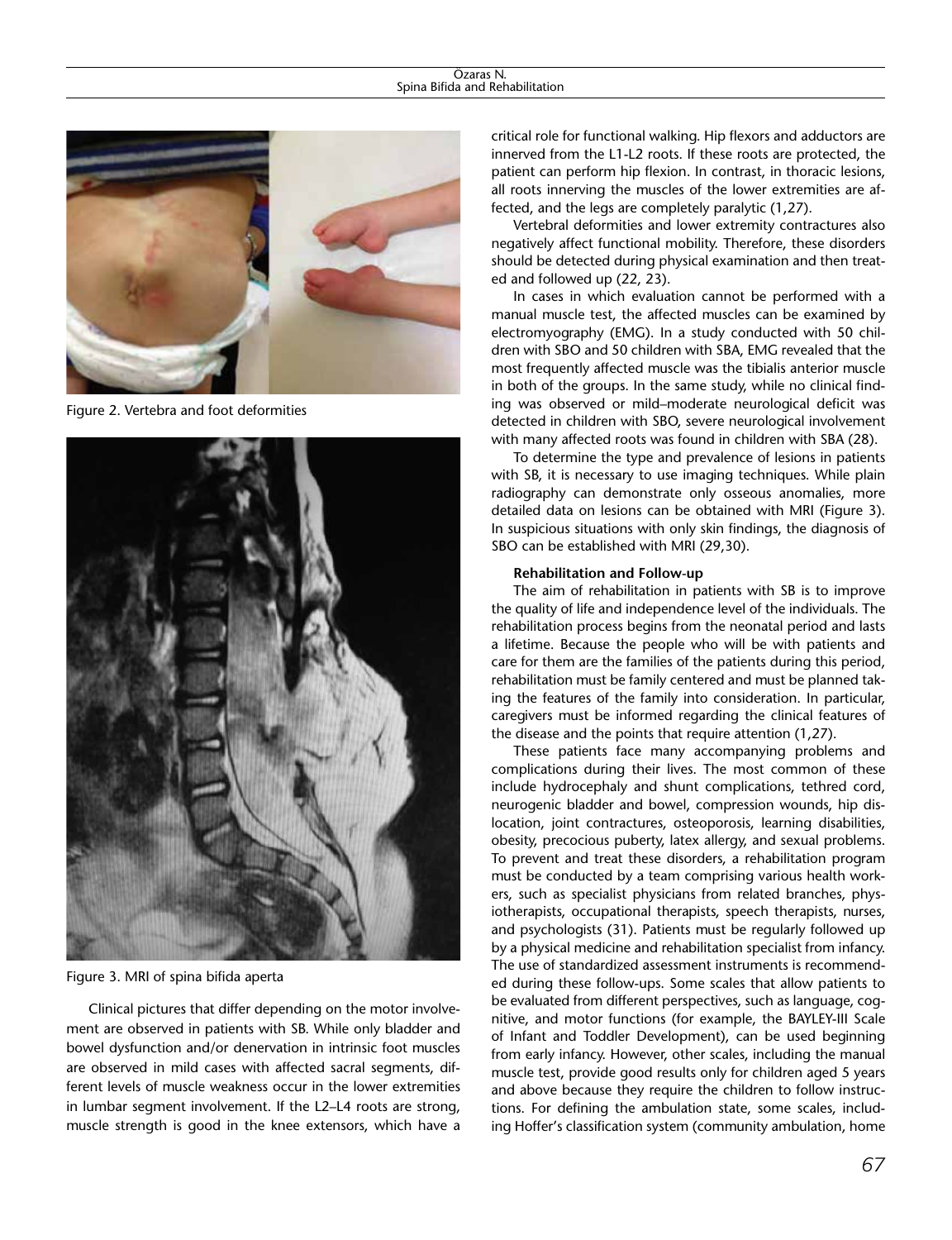Figure 2. Vertebra and foot deformities

Figure 3. MRI of spina bifida aperta

Clinical pictures that differ depending on the motor involvement are observed in patients with SB. While only bladder and bowel dysfunction and/or denervation in intrinsic foot muscles are observed in mild cases with affected sacral segments, different levels of muscle weakness occur in the lower extremities in lumbar segment involvement. If the L2–L4 roots are strong, muscle strength is good in the knee extensors, which have a critical role for functional walking. Hip flexors and adductors are innerved from the L1-L2 roots. If these roots are protected, the patient can perform hip flexion. In contrast, in thoracic lesions, all roots innerving the muscles of the lower extremities are affected, and the legs are completely paralytic (1,27).

Vertebral deformities and lower extremity contractures also negatively affect functional mobility. Therefore, these disorders should be detected during physical examination and then treated and followed up (22, 23).

In cases in which evaluation cannot be performed with a manual muscle test, the affected muscles can be examined by electromyography (EMG). In a study conducted with 50 children with SBO and 50 children with SBA, EMG revealed that the most frequently affected muscle was the tibialis anterior muscle in both of the groups. In the same study, while no clinical finding was observed or mild–moderate neurological deficit was detected in children with SBO, severe neurological involvement with many affected roots was found in children with SBA (28).

To determine the type and prevalence of lesions in patients with SB, it is necessary to use imaging techniques. While plain radiography can demonstrate only osseous anomalies, more detailed data on lesions can be obtained with MRI (Figure 3). In suspicious situations with only skin findings, the diagnosis of SBO can be established with MRI (29,30).

**Rehabilitation and Follow-up**

The aim of rehabilitation in patients with SB is to improve the quality of life and independence level of the individuals. The rehabilitation process begins from the neonatal period and lasts a lifetime. Because the people who will be with patients and care for them are the families of the patients during this period, rehabilitation must be family centered and must be planned taking the features of the family into consideration. In particular, caregivers must be informed regarding the clinical features of the disease and the points that require attention (1,27).

These patients face many accompanying problems and complications during their lives. The most common of these include hydrocephaly and shunt complications, tethred cord, neurogenic bladder and bowel, compression wounds, hip dislocation, joint contractures, osteoporosis, learning disabilities, obesity, precocious puberty, latex allergy, and sexual problems. To prevent and treat these disorders, a rehabilitation program must be conducted by a team comprising various health workers, such as specialist physicians from related branches, physiotherapists, occupational therapists, speech therapists, nurses, and psychologists (31). Patients must be regularly followed up by a physical medicine and rehabilitation specialist from infancy. The use of standardized assessment instruments is recommended during these follow-ups. Some scales that allow patients to be evaluated from different perspectives, such as language, cognitive, and motor functions (for example, the BAYLEY-III Scale of Infant and Toddler Development), can be used beginning from early infancy. However, other scales, including the manual muscle test, provide good results only for children aged 5 years and above because they require the children to follow instructions. For defining the ambulation state, some scales, including Hoffer's classification system (community ambulation, home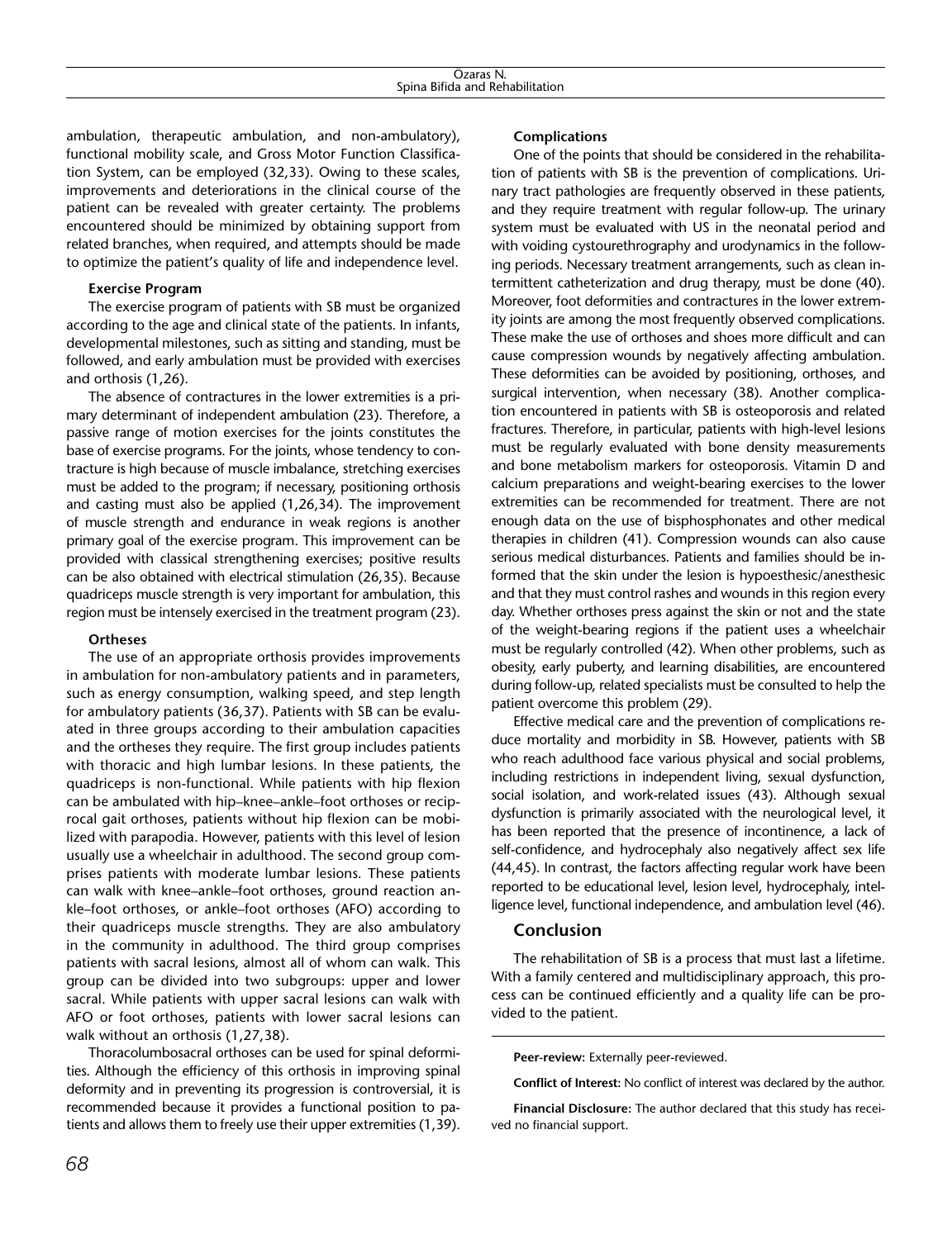ambulation, therapeutic ambulation, and non-ambulatory), functional mobility scale, and Gross Motor Function Classification System, can be employed (32,33). Owing to these scales, improvements and deteriorations in the clinical course of the patient can be revealed with greater certainty. The problems encountered should be minimized by obtaining support from related branches, when required, and attempts should be made to optimize the patient's quality of life and independence level.

### Exercise Program

The exercise program of patients with SB must be organized according to the age and clinical state of the patients. In infants, developmental milestones, such as sitting and standing, must be followed, and early ambulation must be provided with exercises and orthosis (1,26).

The absence of contractures in the lower extremities is a primary determinant of independent ambulation (23). Therefore, a passive range of motion exercises for the joints constitutes the base of exercise programs. For the joints, whose tendency to contracture is high because of muscle imbalance, stretching exercises must be added to the program; if necessary, positioning orthosis and casting must also be applied (1,26,34). The improvement of muscle strength and endurance in weak regions is another primary goal of the exercise program. This improvement can be provided with classical strengthening exercises; positive results can be also obtained with electrical stimulation (26,35). Because quadriceps muscle strength is very important for ambulation, this region must be intensely exercised in the treatment program (23).

### Ortheses

The use of an appropriate orthosis provides improvements in ambulation for non-ambulatory patients and in parameters, such as energy consumption, walking speed, and step length for ambulatory patients (36,37). Patients with SB can be evaluated in three groups according to their ambulation capacities and the ortheses they require. The first group includes patients with thoracic and high lumbar lesions. In these patients, the quadriceps is non-functional. While patients with hip flexion can be ambulated with hip–knee–ankle–foot orthoses or reciprocal gait orthoses, patients without hip flexion can be mobilized with parapodia. However, patients with this level of lesion usually use a wheelchair in adulthood. The second group comprises patients with moderate lumbar lesions. These patients can walk with knee–ankle–foot orthoses, ground reaction ankle–foot orthoses, or ankle–foot orthoses (AFO) according to their quadriceps muscle strengths. They are also ambulatory in the community in adulthood. The third group comprises patients with sacral lesions, almost all of whom can walk. This group can be divided into two subgroups: upper and lower sacral. While patients with upper sacral lesions can walk with AFO or foot orthoses, patients with lower sacral lesions can walk without an orthosis (1,27,38).

Thoracolumbosacral orthoses can be used for spinal deformities. Although the efficiency of this orthosis in improving spinal deformity and in preventing its progression is controversial, it is recommended because it provides a functional position to patients and allows them to freely use their upper extremities (1,39).

### Complications

One of the points that should be considered in the rehabilitation of patients with SB is the prevention of complications. Urinary tract pathologies are frequently observed in these patients, and they require treatment with regular follow-up. The urinary system must be evaluated with US in the neonatal period and with voiding cystourethrography and urodynamics in the following periods. Necessary treatment arrangements, such as clean intermittent catheterization and drug therapy, must be done (40). Moreover, foot deformities and contractures in the lower extremity joints are among the most frequently observed complications. These make the use of orthoses and shoes more difficult and can cause compression wounds by negatively affecting ambulation. These deformities can be avoided by positioning, orthoses, and surgical intervention, when necessary (38). Another complication encountered in patients with SB is osteoporosis and related fractures. Therefore, in particular, patients with high-level lesions must be regularly evaluated with bone density measurements and bone metabolism markers for osteoporosis. Vitamin D and calcium preparations and weight-bearing exercises to the lower extremities can be recommended for treatment. There are not enough data on the use of bisphosphonates and other medical therapies in children (41). Compression wounds can also cause serious medical disturbances. Patients and families should be informed that the skin under the lesion is hypoesthesic/anesthesic and that they must control rashes and wounds in this region every day. Whether orthoses press against the skin or not and the state of the weight-bearing regions if the patient uses a wheelchair must be regularly controlled (42). When other problems, such as obesity, early puberty, and learning disabilities, are encountered during follow-up, related specialists must be consulted to help the patient overcome this problem (29).

Effective medical care and the prevention of complications reduce mortality and morbidity in SB. However, patients with SB who reach adulthood face various physical and social problems, including restrictions in independent living, sexual dysfunction, social isolation, and work-related issues (43). Although sexual dysfunction is primarily associated with the neurological level, it has been reported that the presence of incontinence, a lack of self-confidence, and hydrocephaly also negatively affect sex life (44,45). In contrast, the factors affecting regular work have been reported to be educational level, lesion level, hydrocephaly, intelligence level, functional independence, and ambulation level (46).

## Conclusion

The rehabilitation of SB is a process that must last a lifetime. With a family centered and multidisciplinary approach, this process can be continued efficiently and a quality life can be provided to the patient.

**Peer-review:** Externally peer-reviewed.

**Conflict of Interest:** No conflict of interest was declared by the author.

**Financial Disclosure:** The author declared that this study has received no financial support.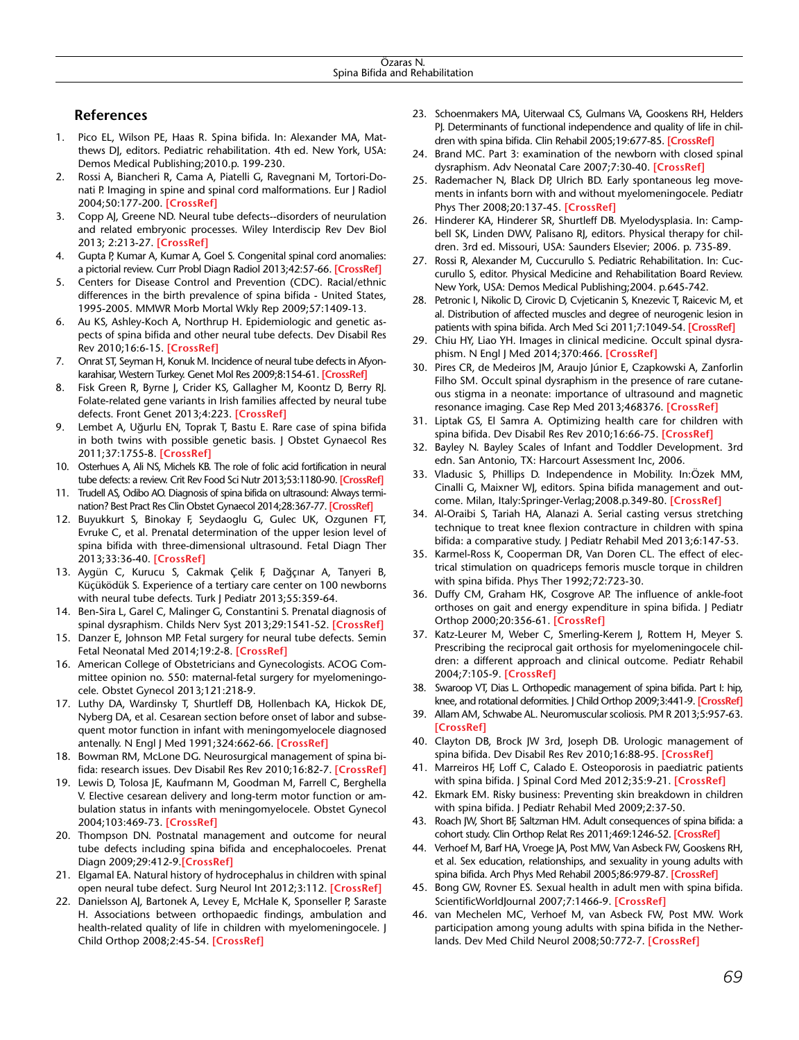## References

1. Pico EL, Wilson PE, Haas R. Spina bifida. In: Alexander MA, Matthews DJ, editors. Pediatric rehabilitation. 4th ed. New York, USA: Demos Medical Publishing;2010.p. 199-230.
2. Rossi A, Biancheri R, Cama A, Piatelli G, Ravegnani M, Tortori-Donati P. Imaging in spine and spinal cord malformations. Eur J Radiol 2004;50:177-200. [CrossRef]
3. Copp AJ, Greene ND. Neural tube defects--disorders of neurulation and related embryonic processes. Wiley Interdiscip Rev Dev Biol 2013; 2:213-27. [CrossRef]
4. Gupta P, Kumar A, Kumar A, Goel S. Congenital spinal cord anomalies: a pictorial review. Curr Probl Diagn Radiol 2013;42:57-66. [CrossRef]
5. Centers for Disease Control and Prevention (CDC). Racial/ethnic differences in the birth prevalence of spina bifida - United States, 1995-2005. MMWR Morb Mortal Wkly Rep 2009;57:1409-13.
6. Au KS, Ashley-Koch A, Northrup H. Epidemiologic and genetic aspects of spina bifida and other neural tube defects. Dev Disabil Res Rev 2010;16:6-15. [CrossRef]
7. Onrat ST, Seyman H, Konuk M. Incidence of neural tube defects in Afyonkarahisar, Western Turkey. Genet Mol Res 2009;8:154-61. [CrossRef]
8. Fisk Green R, Byrne J, Crider KS, Gallagher M, Koontz D, Berry RJ. Folate-related gene variants in Irish families affected by neural tube defects. Front Genet 2013;4:223. [CrossRef]
9. Lembet A, Uğurlu EN, Toprak T, Bastu E. Rare case of spina bifida in both twins with possible genetic basis. J Obstet Gynaecol Res 2011;37:1755-8. [CrossRef]
10. Osterhues A, Ali NS, Michels KB. The role of folic acid fortification in neural tube defects: a review. Crit Rev Food Sci Nutr 2013;53:1180-90. [CrossRef]
11. Trudell AS, Odibo AO. Diagnosis of spina bifida on ultrasound: Always termination? Best Pract Res Clin Obstet Gynaecol 2014;28:367-77. [CrossRef]
12. Buyukkurt S, Binokay F, Seydaoglu G, Gulec UK, Ozgunen FT, Evruke C, et al. Prenatal determination of the upper lesion level of spina bifida with three-dimensional ultrasound. Fetal Diagn Ther 2013;33:36-40. [CrossRef]
13. Aygün C, Kurucu S, Cakmak Çelik F, Dağçınar A, Tanyeri B, Küçüködük S. Experience of a tertiary care center on 100 newborns with neural tube defects. Turk J Pediatr 2013;55:359-64.
14. Ben-Sira L, Garel C, Malinger G, Constantini S. Prenatal diagnosis of spinal dysraphism. Childs Nerv Syst 2013;29:1541-52. [CrossRef]
15. Danzer E, Johnson MP. Fetal surgery for neural tube defects. Semin Fetal Neonatal Med 2014;19:2-8. [CrossRef]
16. American College of Obstetricians and Gynecologists. ACOG Committee opinion no. 550: maternal-fetal surgery for myelomeningocele. Obstet Gynecol 2013;121:218-9.
17. Luthy DA, Wardinsky T, Shurtleff DB, Hollenbach KA, Hickok DE, Nyberg DA, et al. Cesarean section before onset of labor and subsequent motor function in infant with meningomyelocele diagnosed antenally. N Engl J Med 1991;324:662-66. [CrossRef]
18. Bowman RM, McLone DG. Neurosurgical management of spina bifida: research issues. Dev Disabil Res Rev 2010;16:82-7. [CrossRef]
19. Lewis D, Tolosa JE, Kaufmann M, Goodman M, Farrell C, Berghella V. Elective cesarean delivery and long-term motor function or ambulation status in infants with meningomyelocele. Obstet Gynecol 2004;103:469-73. [CrossRef]
20. Thompson DN. Postnatal management and outcome for neural tube defects including spina bifida and encephalocoeles. Prenat Diagn 2009;29:412-9.[CrossRef]
21. Elgamal EA. Natural history of hydrocephalus in children with spinal open neural tube defect. Surg Neurol Int 2012;3:112. [CrossRef]
22. Danielsson AJ, Bartonek A, Levey E, McHale K, Sponseller P, Saraste H. Associations between orthopaedic findings, ambulation and health-related quality of life in children with myelomeningocele. J Child Orthop 2008;2:45-54. [CrossRef]
23. Schoenmakers MA, Uiterwaal CS, Gulmans VA, Gooskens RH, Helders PJ. Determinants of functional independence and quality of life in children with spina bifida. Clin Rehabil 2005;19:677-85. [CrossRef]
24. Brand MC. Part 3: examination of the newborn with closed spinal dysraphism. Adv Neonatal Care 2007;7:30-40. [CrossRef]
25. Rademacher N, Black DP, Ulrich BD. Early spontaneous leg movements in infants born with and without myelomeningocele. Pediatr Phys Ther 2008;20:137-45. [CrossRef]
26. Hinderer KA, Hinderer SR, Shurtleff DB. Myelodysplasia. In: Campbell SK, Linden DWV, Palisano RJ, editors. Physical therapy for children. 3rd ed. Missouri, USA: Saunders Elsevier; 2006. p. 735-89.
27. Rossi R, Alexander M, Cuccurullo S. Pediatric Rehabilitation. In: Cuccurullo S, editor. Physical Medicine and Rehabilitation Board Review. New York, USA: Demos Medical Publishing;2004. p.645-742.
28. Petronic I, Nikolic D, Cirovic D, Cvjeticanin S, Knezevic T, Raicevic M, et al. Distribution of affected muscles and degree of neurogenic lesion in patients with spina bifida. Arch Med Sci 2011;7:1049-54. [CrossRef]
29. Chiu HY, Liao YH. Images in clinical medicine. Occult spinal dysraphism. N Engl J Med 2014;370:466. [CrossRef]
30. Pires CR, de Medeiros JM, Araujo Júnior E, Czapkowski A, Zanforlin Filho SM. Occult spinal dysraphism in the presence of rare cutaneous stigma in a neonate: importance of ultrasound and magnetic resonance imaging. Case Rep Med 2013;468376. [CrossRef]
31. Liptak GS, El Samra A. Optimizing health care for children with spina bifida. Dev Disabil Res Rev 2010;16:66-75. [CrossRef]
32. Bayley N. Bayley Scales of Infant and Toddler Development. 3rd edn. San Antonio, TX: Harcourt Assessment Inc, 2006.
33. Vladusic S, Phillips D. Independence in Mobility. In:Özek MM, Cinalli G, Maixner WJ, editors. Spina bifida management and outcome. Milan, Italy:Springer-Verlag;2008.p.349-80. [CrossRef]
34. Al-Oraibi S, Tariah HA, Alanazi A. Serial casting versus stretching technique to treat knee flexion contracture in children with spina bifida: a comparative study. J Pediatr Rehabil Med 2013;6:147-53.
35. Karmel-Ross K, Cooperman DR, Van Doren CL. The effect of electrical stimulation on quadriceps femoris muscle torque in children with spina bifida. Phys Ther 1992;72:723-30.
36. Duffy CM, Graham HK, Cosgrove AP. The influence of ankle-foot orthoses on gait and energy expenditure in spina bifida. J Pediatr Orthop 2000;20:356-61. [CrossRef]
37. Katz-Leurer M, Weber C, Smerling-Kerem J, Rottem H, Meyer S. Prescribing the reciprocal gait orthosis for myelomeningocele children: a different approach and clinical outcome. Pediatr Rehabil 2004;7:105-9. [CrossRef]
38. Swaroop VT, Dias L. Orthopedic management of spina bifida. Part I: hip, knee, and rotational deformities. J Child Orthop 2009;3:441-9. [CrossRef]
39. Allam AM, Schwabe AL. Neuromuscular scoliosis. PM R 2013;5:957-63. [CrossRef]
40. Clayton DB, Brock JW 3rd, Joseph DB. Urologic management of spina bifida. Dev Disabil Res Rev 2010;16:88-95. [CrossRef]
41. Marreiros HF, Loff C, Calado E. Osteoporosis in paediatric patients with spina bifida. J Spinal Cord Med 2012;35:9-21. [CrossRef]
42. Ekmark EM. Risky business: Preventing skin breakdown in children with spina bifida. J Pediatr Rehabil Med 2009;2:37-50.
43. Roach JW, Short BF, Saltzman HM. Adult consequences of spina bifida: a cohort study. Clin Orthop Relat Res 2011;469:1246-52. [CrossRef]
44. Verhoef M, Barf HA, Vroege JA, Post MW, Van Asbeck FW, Gooskens RH, et al. Sex education, relationships, and sexuality in young adults with spina bifida. Arch Phys Med Rehabil 2005;86:979-87. [CrossRef]
45. Bong GW, Rovner ES. Sexual health in adult men with spina bifida. ScientificWorldJournal 2007;7:1466-9. [CrossRef]
46. van Mechelen MC, Verhoef M, van Asbeck FW, Post MW. Work participation among young adults with spina bifida in the Netherlands. Dev Med Child Neurol 2008;50:772-7. [CrossRef]